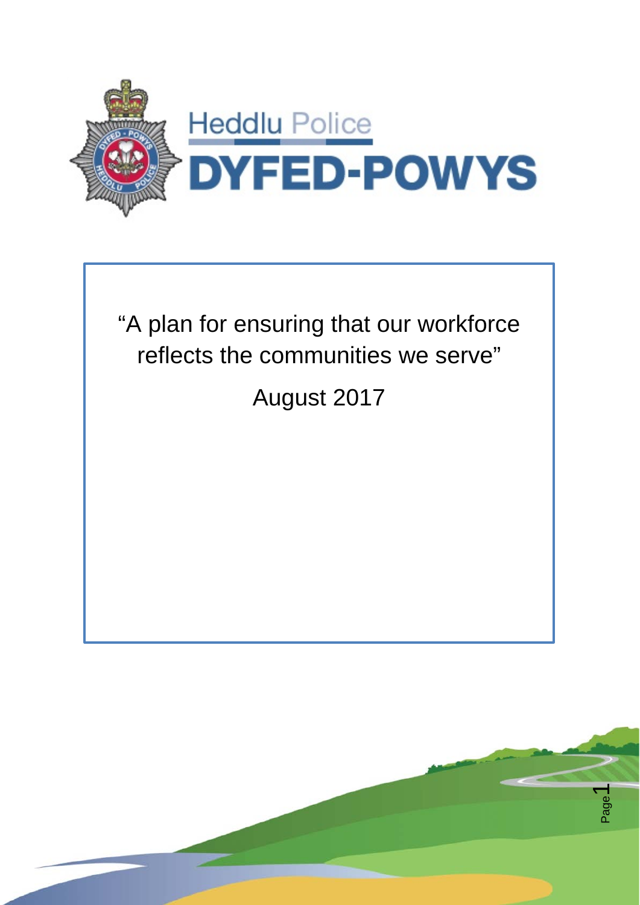Heddlu Police

# DYFED-POWYS

“A plan for ensuring that our workforce reflects the communities we serve”

August 2017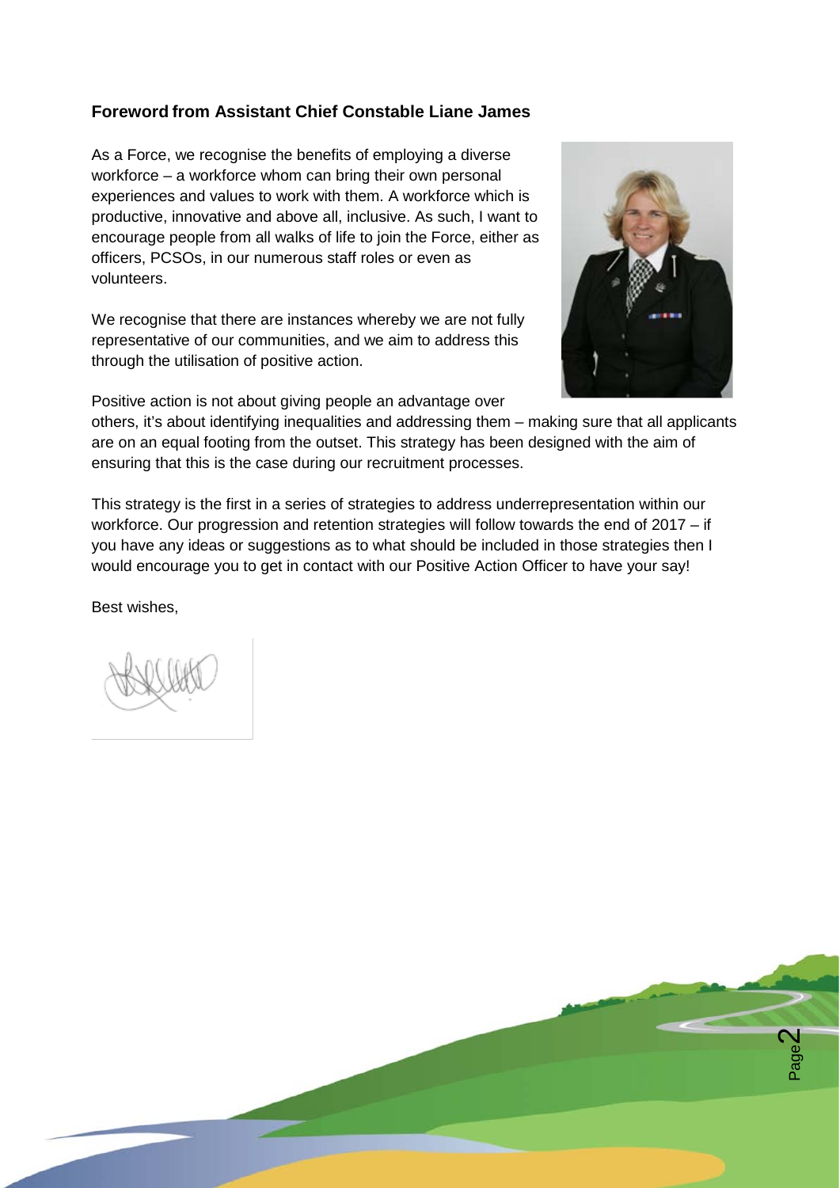**Foreword from Assistant Chief Constable Liane James**

As a Force, we recognise the benefits of employing a diverse workforce – a workforce whom can bring their own personal experiences and values to work with them. A workforce which is productive, innovative and above all, inclusive. As such, I want to encourage people from all walks of life to join the Force, either as officers, PCSOs, in our numerous staff roles or even as volunteers.

We recognise that there are instances whereby we are not fully representative of our communities, and we aim to address this through the utilisation of positive action.

Positive action is not about giving people an advantage over others, it's about identifying inequalities and addressing them – making sure that all applicants are on an equal footing from the outset. This strategy has been designed with the aim of ensuring that this is the case during our recruitment processes.

This strategy is the first in a series of strategies to address underrepresentation within our workforce. Our progression and retention strategies will follow towards the end of 2017 – if you have any ideas or suggestions as to what should be included in those strategies then I would encourage you to get in contact with our Positive Action Officer to have your say!

Best wishes,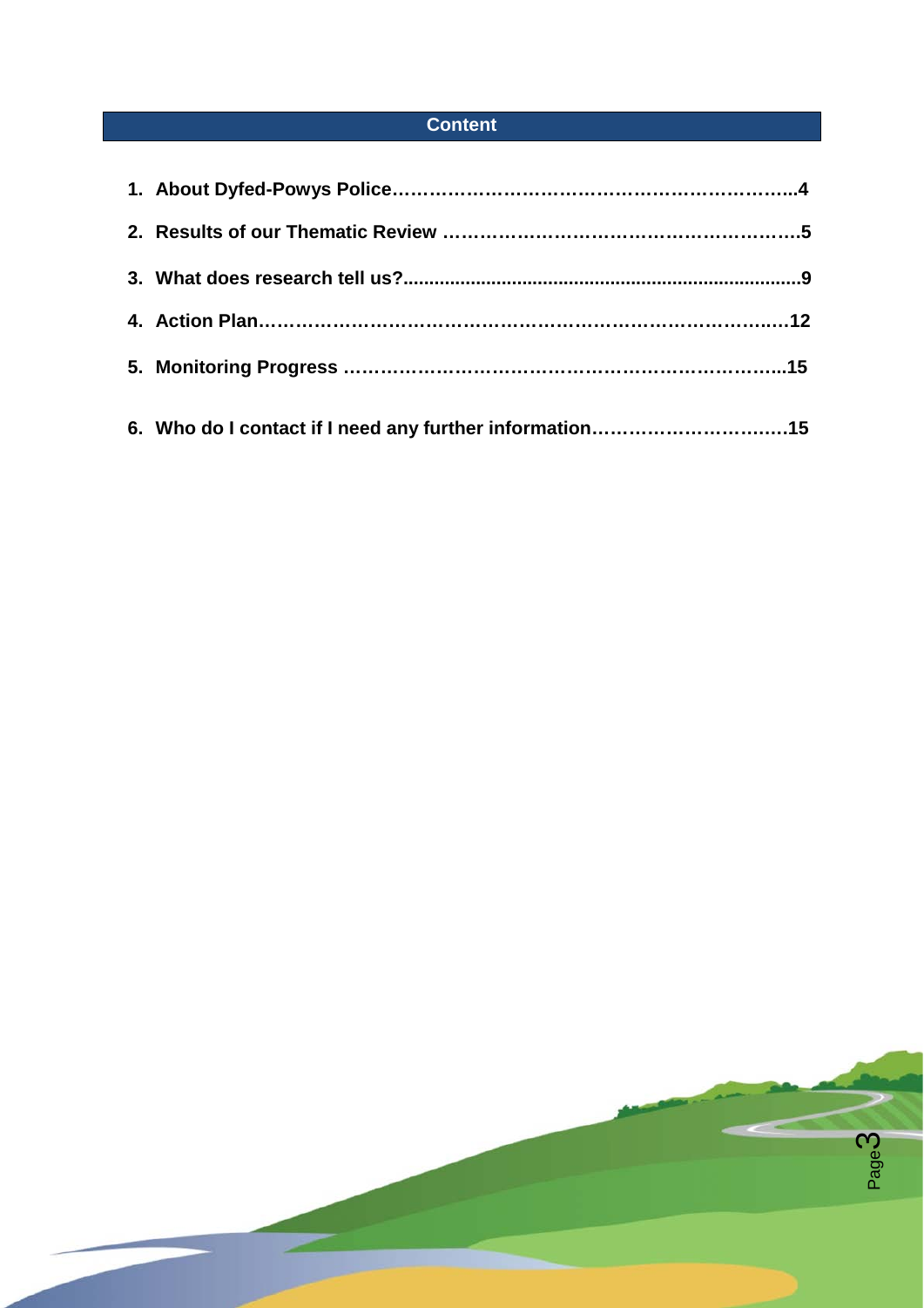## Content

1. **About Dyfed-Powys Police……………………………………………………………..4**
2. **Results of our Thematic Review …………………………………………………..5**
3. **What does research tell us?...........................................................................9**
4. **Action Plan…………………………………………………………………………..…12**
5. **Monitoring Progress ……………………………………………………………….....15**
6. **Who do I contact if I need any further information…………………………….15**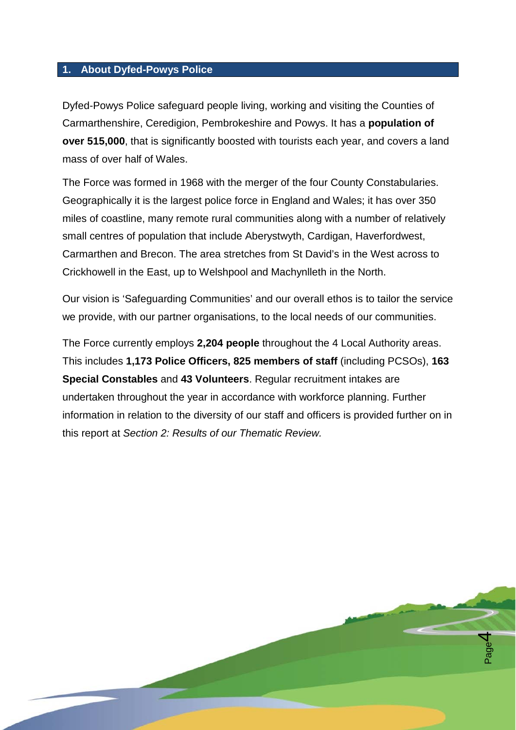## 1. About Dyfed-Powys Police

Dyfed-Powys Police safeguard people living, working and visiting the Counties of Carmarthenshire, Ceredigion, Pembrokeshire and Powys. It has a **population of over 515,000**, that is significantly boosted with tourists each year, and covers a land mass of over half of Wales.

The Force was formed in 1968 with the merger of the four County Constabularies. Geographically it is the largest police force in England and Wales; it has over 350 miles of coastline, many remote rural communities along with a number of relatively small centres of population that include Aberystwyth, Cardigan, Haverfordwest, Carmarthen and Brecon. The area stretches from St David's in the West across to Crickhowell in the East, up to Welshpool and Machynlleth in the North.

Our vision is 'Safeguarding Communities' and our overall ethos is to tailor the service we provide, with our partner organisations, to the local needs of our communities.

The Force currently employs **2,204 people** throughout the 4 Local Authority areas. This includes **1,173 Police Officers, 825 members of staff** (including PCSOs), **163 Special Constables** and **43 Volunteers**. Regular recruitment intakes are undertaken throughout the year in accordance with workforce planning. Further information in relation to the diversity of our staff and officers is provided further on in this report at *Section 2: Results of our Thematic Review.*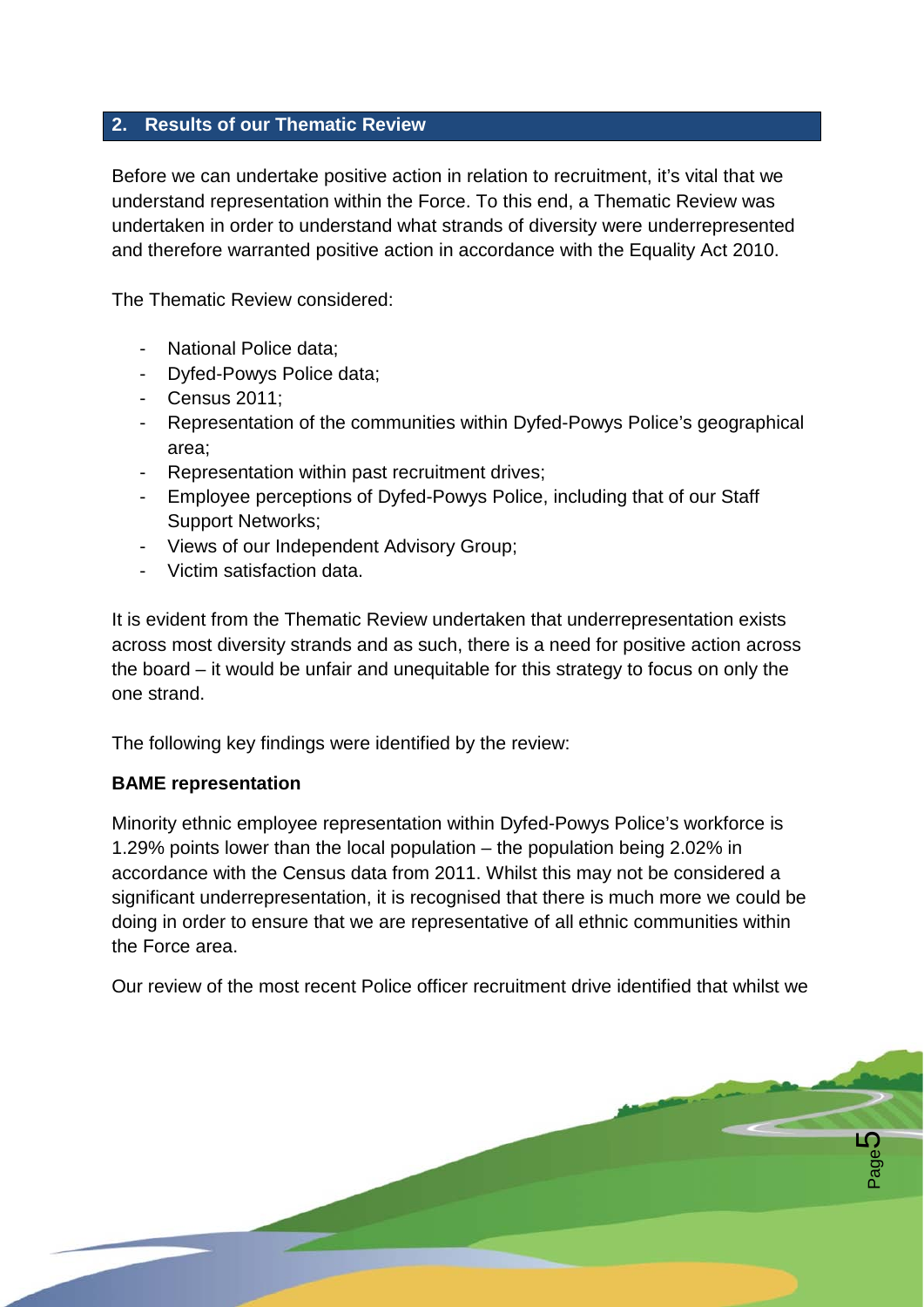## 2. Results of our Thematic Review

Before we can undertake positive action in relation to recruitment, it's vital that we understand representation within the Force. To this end, a Thematic Review was undertaken in order to understand what strands of diversity were underrepresented and therefore warranted positive action in accordance with the Equality Act 2010.

The Thematic Review considered:

- National Police data;
- Dyfed-Powys Police data;
- Census 2011;
- Representation of the communities within Dyfed-Powys Police's geographical area;
- Representation within past recruitment drives;
- Employee perceptions of Dyfed-Powys Police, including that of our Staff Support Networks;
- Views of our Independent Advisory Group;
- Victim satisfaction data.

It is evident from the Thematic Review undertaken that underrepresentation exists across most diversity strands and as such, there is a need for positive action across the board – it would be unfair and unequitable for this strategy to focus on only the one strand.

The following key findings were identified by the review:

**BAME representation**

Minority ethnic employee representation within Dyfed-Powys Police's workforce is 1.29% points lower than the local population – the population being 2.02% in accordance with the Census data from 2011. Whilst this may not be considered a significant underrepresentation, it is recognised that there is much more we could be doing in order to ensure that we are representative of all ethnic communities within the Force area.

Our review of the most recent Police officer recruitment drive identified that whilst we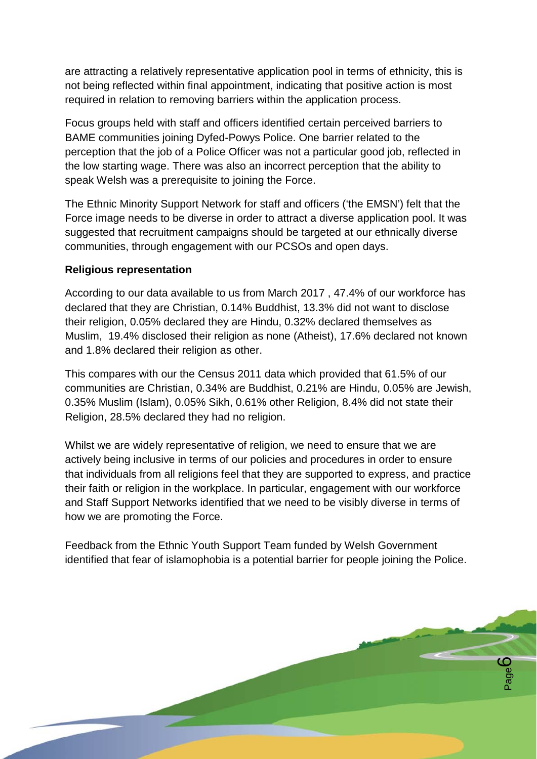are attracting a relatively representative application pool in terms of ethnicity, this is not being reflected within final appointment, indicating that positive action is most required in relation to removing barriers within the application process.

Focus groups held with staff and officers identified certain perceived barriers to BAME communities joining Dyfed-Powys Police. One barrier related to the perception that the job of a Police Officer was not a particular good job, reflected in the low starting wage. There was also an incorrect perception that the ability to speak Welsh was a prerequisite to joining the Force.

The Ethnic Minority Support Network for staff and officers ('the EMSN') felt that the Force image needs to be diverse in order to attract a diverse application pool. It was suggested that recruitment campaigns should be targeted at our ethnically diverse communities, through engagement with our PCSOs and open days.

**Religious representation**

According to our data available to us from March 2017 , 47.4% of our workforce has declared that they are Christian, 0.14% Buddhist, 13.3% did not want to disclose their religion, 0.05% declared they are Hindu, 0.32% declared themselves as Muslim, 19.4% disclosed their religion as none (Atheist), 17.6% declared not known and 1.8% declared their religion as other.

This compares with our the Census 2011 data which provided that 61.5% of our communities are Christian, 0.34% are Buddhist, 0.21% are Hindu, 0.05% are Jewish, 0.35% Muslim (Islam), 0.05% Sikh, 0.61% other Religion, 8.4% did not state their Religion, 28.5% declared they had no religion.

Whilst we are widely representative of religion, we need to ensure that we are actively being inclusive in terms of our policies and procedures in order to ensure that individuals from all religions feel that they are supported to express, and practice their faith or religion in the workplace. In particular, engagement with our workforce and Staff Support Networks identified that we need to be visibly diverse in terms of how we are promoting the Force.

Feedback from the Ethnic Youth Support Team funded by Welsh Government identified that fear of islamophobia is a potential barrier for people joining the Police.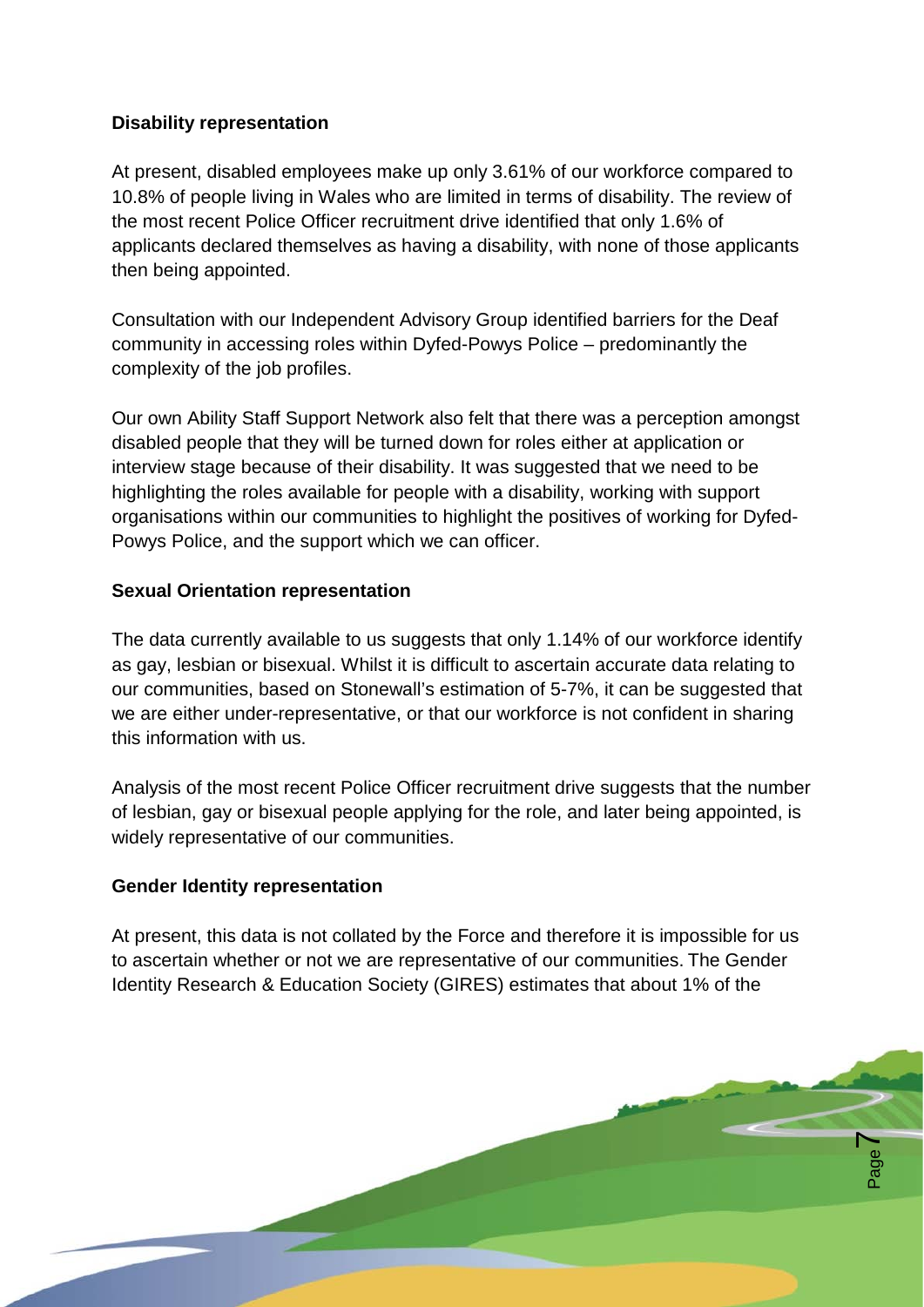**Disability representation**

At present, disabled employees make up only 3.61% of our workforce compared to 10.8% of people living in Wales who are limited in terms of disability. The review of the most recent Police Officer recruitment drive identified that only 1.6% of applicants declared themselves as having a disability, with none of those applicants then being appointed.

Consultation with our Independent Advisory Group identified barriers for the Deaf community in accessing roles within Dyfed-Powys Police – predominantly the complexity of the job profiles.

Our own Ability Staff Support Network also felt that there was a perception amongst disabled people that they will be turned down for roles either at application or interview stage because of their disability. It was suggested that we need to be highlighting the roles available for people with a disability, working with support organisations within our communities to highlight the positives of working for Dyfed-Powys Police, and the support which we can officer.

**Sexual Orientation representation**

The data currently available to us suggests that only 1.14% of our workforce identify as gay, lesbian or bisexual. Whilst it is difficult to ascertain accurate data relating to our communities, based on Stonewall's estimation of 5-7%, it can be suggested that we are either under-representative, or that our workforce is not confident in sharing this information with us.

Analysis of the most recent Police Officer recruitment drive suggests that the number of lesbian, gay or bisexual people applying for the role, and later being appointed, is widely representative of our communities.

**Gender Identity representation**

At present, this data is not collated by the Force and therefore it is impossible for us to ascertain whether or not we are representative of our communities. The Gender Identity Research & Education Society (GIRES) estimates that about 1% of the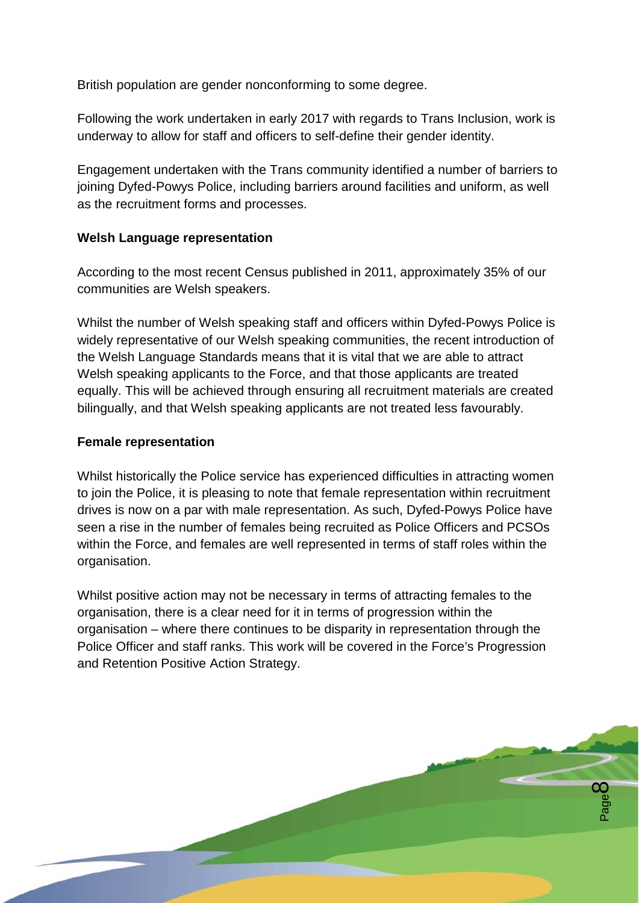British population are gender nonconforming to some degree.

Following the work undertaken in early 2017 with regards to Trans Inclusion, work is underway to allow for staff and officers to self-define their gender identity.

Engagement undertaken with the Trans community identified a number of barriers to joining Dyfed-Powys Police, including barriers around facilities and uniform, as well as the recruitment forms and processes.

**Welsh Language representation**

According to the most recent Census published in 2011, approximately 35% of our communities are Welsh speakers.

Whilst the number of Welsh speaking staff and officers within Dyfed-Powys Police is widely representative of our Welsh speaking communities, the recent introduction of the Welsh Language Standards means that it is vital that we are able to attract Welsh speaking applicants to the Force, and that those applicants are treated equally. This will be achieved through ensuring all recruitment materials are created bilingually, and that Welsh speaking applicants are not treated less favourably.

**Female representation**

Whilst historically the Police service has experienced difficulties in attracting women to join the Police, it is pleasing to note that female representation within recruitment drives is now on a par with male representation. As such, Dyfed-Powys Police have seen a rise in the number of females being recruited as Police Officers and PCSOs within the Force, and females are well represented in terms of staff roles within the organisation.

Whilst positive action may not be necessary in terms of attracting females to the organisation, there is a clear need for it in terms of progression within the organisation – where there continues to be disparity in representation through the Police Officer and staff ranks. This work will be covered in the Force's Progression and Retention Positive Action Strategy.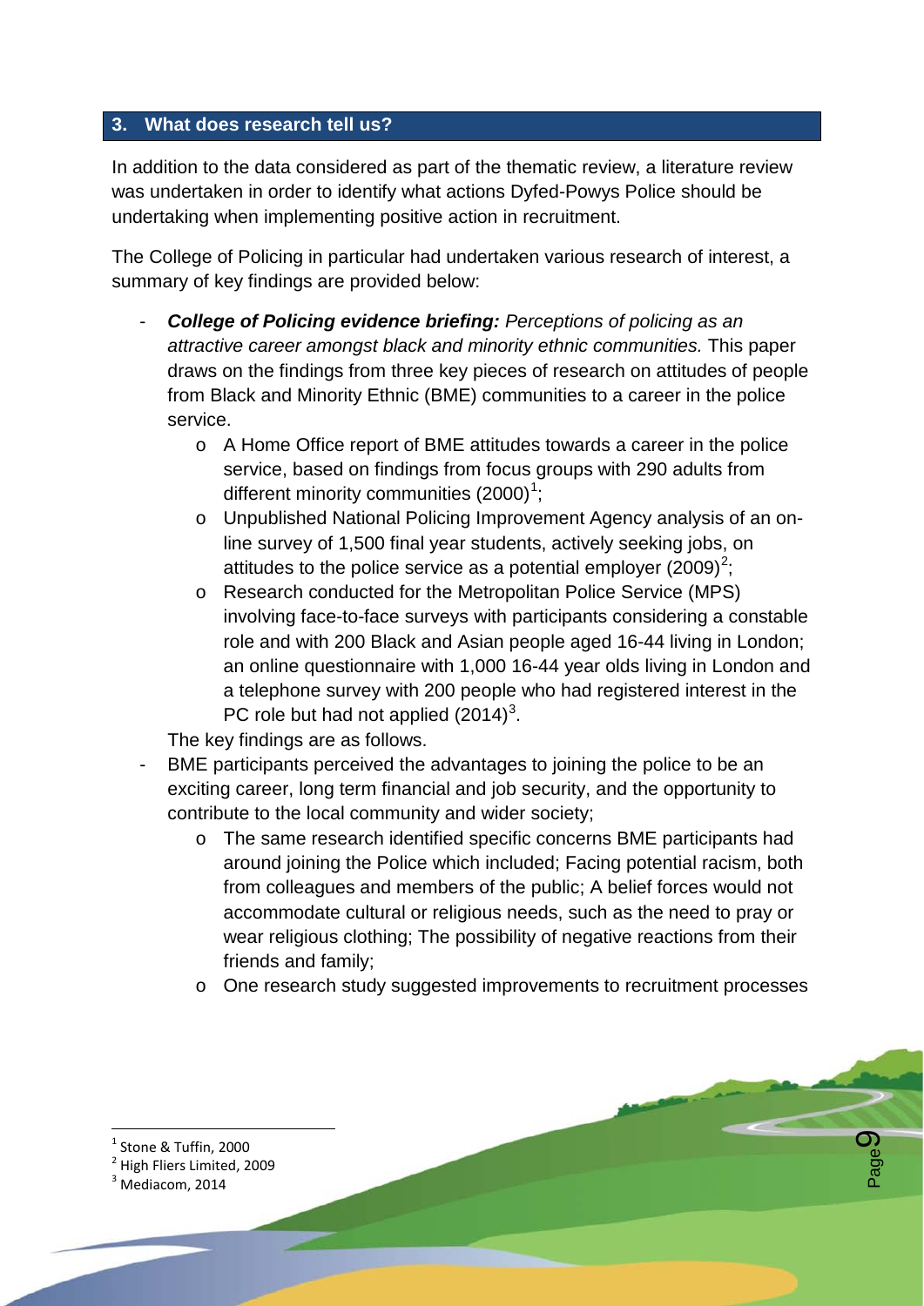## 3. What does research tell us?

In addition to the data considered as part of the thematic review, a literature review was undertaken in order to identify what actions Dyfed-Powys Police should be undertaking when implementing positive action in recruitment.

The College of Policing in particular had undertaken various research of interest, a summary of key findings are provided below:

- ***College of Policing evidence briefing:*** *Perceptions of policing as an attractive career amongst black and minority ethnic communities.* This paper draws on the findings from three key pieces of research on attitudes of people from Black and Minority Ethnic (BME) communities to a career in the police service.
    - A Home Office report of BME attitudes towards a career in the police service, based on findings from focus groups with 290 adults from different minority communities (2000)[1];
    - Unpublished National Policing Improvement Agency analysis of an on-line survey of 1,500 final year students, actively seeking jobs, on attitudes to the police service as a potential employer (2009)[2];
    - Research conducted for the Metropolitan Police Service (MPS) involving face-to-face surveys with participants considering a constable role and with 200 Black and Asian people aged 16-44 living in London; an online questionnaire with 1,000 16-44 year olds living in London and a telephone survey with 200 people who had registered interest in the PC role but had not applied (2014)[3].

  The key findings are as follows.
- BME participants perceived the advantages to joining the police to be an exciting career, long term financial and job security, and the opportunity to contribute to the local community and wider society;
    - The same research identified specific concerns BME participants had around joining the Police which included; Facing potential racism, both from colleagues and members of the public; A belief forces would not accommodate cultural or religious needs, such as the need to pray or wear religious clothing; The possibility of negative reactions from their friends and family;
    - One research study suggested improvements to recruitment processes

---

[1] Stone & Tuffin, 2000
[2] High Fliers Limited, 2009
[3] Mediacom, 2014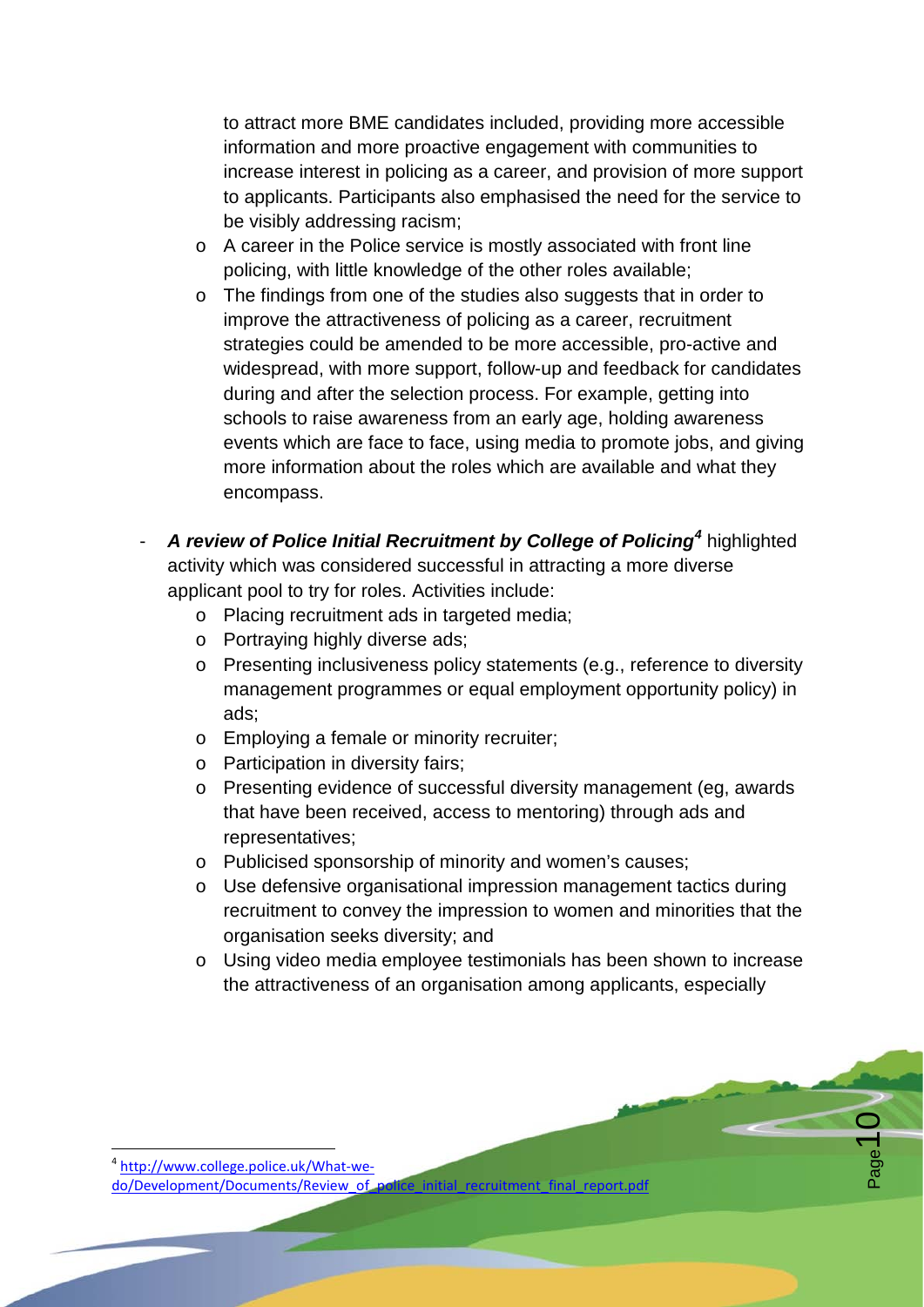to attract more BME candidates included, providing more accessible information and more proactive engagement with communities to increase interest in policing as a career, and provision of more support to applicants. Participants also emphasised the need for the service to be visibly addressing racism;
  - A career in the Police service is mostly associated with front line policing, with little knowledge of the other roles available;
  - The findings from one of the studies also suggests that in order to improve the attractiveness of policing as a career, recruitment strategies could be amended to be more accessible, pro-active and widespread, with more support, follow-up and feedback for candidates during and after the selection process. For example, getting into schools to raise awareness from an early age, holding awareness events which are face to face, using media to promote jobs, and giving more information about the roles which are available and what they encompass.

- ***A review of Police Initial Recruitment by College of Policing[4]*** highlighted activity which was considered successful in attracting a more diverse applicant pool to try for roles. Activities include:
  - Placing recruitment ads in targeted media;
  - Portraying highly diverse ads;
  - Presenting inclusiveness policy statements (e.g., reference to diversity management programmes or equal employment opportunity policy) in ads;
  - Employing a female or minority recruiter;
  - Participation in diversity fairs;
  - Presenting evidence of successful diversity management (eg, awards that have been received, access to mentoring) through ads and representatives;
  - Publicised sponsorship of minority and women's causes;
  - Use defensive organisational impression management tactics during recruitment to convey the impression to women and minorities that the organisation seeks diversity; and
  - Using video media employee testimonials has been shown to increase the attractiveness of an organisation among applicants, especially

[4] http://www.college.police.uk/What-we-do/Development/Documents/Review_of_police_initial_recruitment_final_report.pdf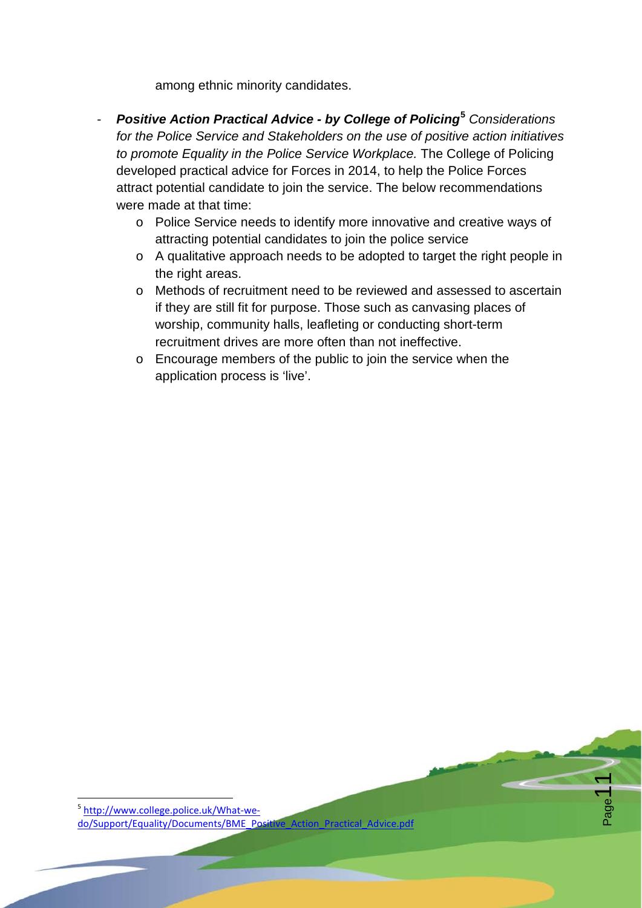among ethnic minority candidates.

- ***Positive Action Practical Advice - by College of Policing***[5] *Considerations for the Police Service and Stakeholders on the use of positive action initiatives to promote Equality in the Police Service Workplace.* The College of Policing developed practical advice for Forces in 2014, to help the Police Forces attract potential candidate to join the service. The below recommendations were made at that time:
  - Police Service needs to identify more innovative and creative ways of attracting potential candidates to join the police service
  - A qualitative approach needs to be adopted to target the right people in the right areas.
  - Methods of recruitment need to be reviewed and assessed to ascertain if they are still fit for purpose. Those such as canvasing places of worship, community halls, leafleting or conducting short-term recruitment drives are more often than not ineffective.
  - Encourage members of the public to join the service when the application process is 'live'.

---

[5] http://www.college.police.uk/What-we-do/Support/Equality/Documents/BME_Positive_Action_Practical_Advice.pdf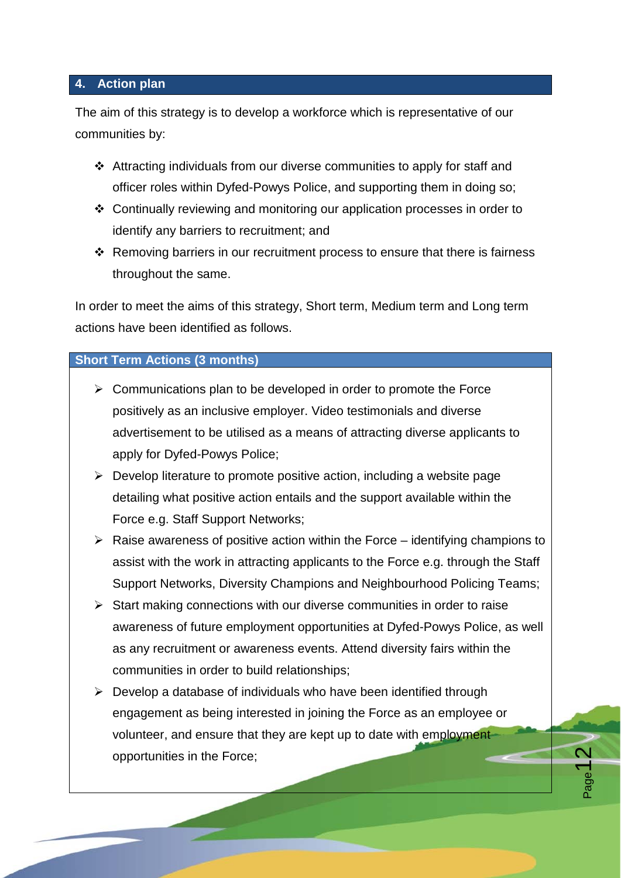## 4. Action plan

The aim of this strategy is to develop a workforce which is representative of our communities by:

- Attracting individuals from our diverse communities to apply for staff and officer roles within Dyfed-Powys Police, and supporting them in doing so;
- Continually reviewing and monitoring our application processes in order to identify any barriers to recruitment; and
- Removing barriers in our recruitment process to ensure that there is fairness throughout the same.

In order to meet the aims of this strategy, Short term, Medium term and Long term actions have been identified as follows.

### Short Term Actions (3 months)

- Communications plan to be developed in order to promote the Force positively as an inclusive employer. Video testimonials and diverse advertisement to be utilised as a means of attracting diverse applicants to apply for Dyfed-Powys Police;
- Develop literature to promote positive action, including a website page detailing what positive action entails and the support available within the Force e.g. Staff Support Networks;
- Raise awareness of positive action within the Force – identifying champions to assist with the work in attracting applicants to the Force e.g. through the Staff Support Networks, Diversity Champions and Neighbourhood Policing Teams;
- Start making connections with our diverse communities in order to raise awareness of future employment opportunities at Dyfed-Powys Police, as well as any recruitment or awareness events. Attend diversity fairs within the communities in order to build relationships;
- Develop a database of individuals who have been identified through engagement as being interested in joining the Force as an employee or volunteer, and ensure that they are kept up to date with employment opportunities in the Force;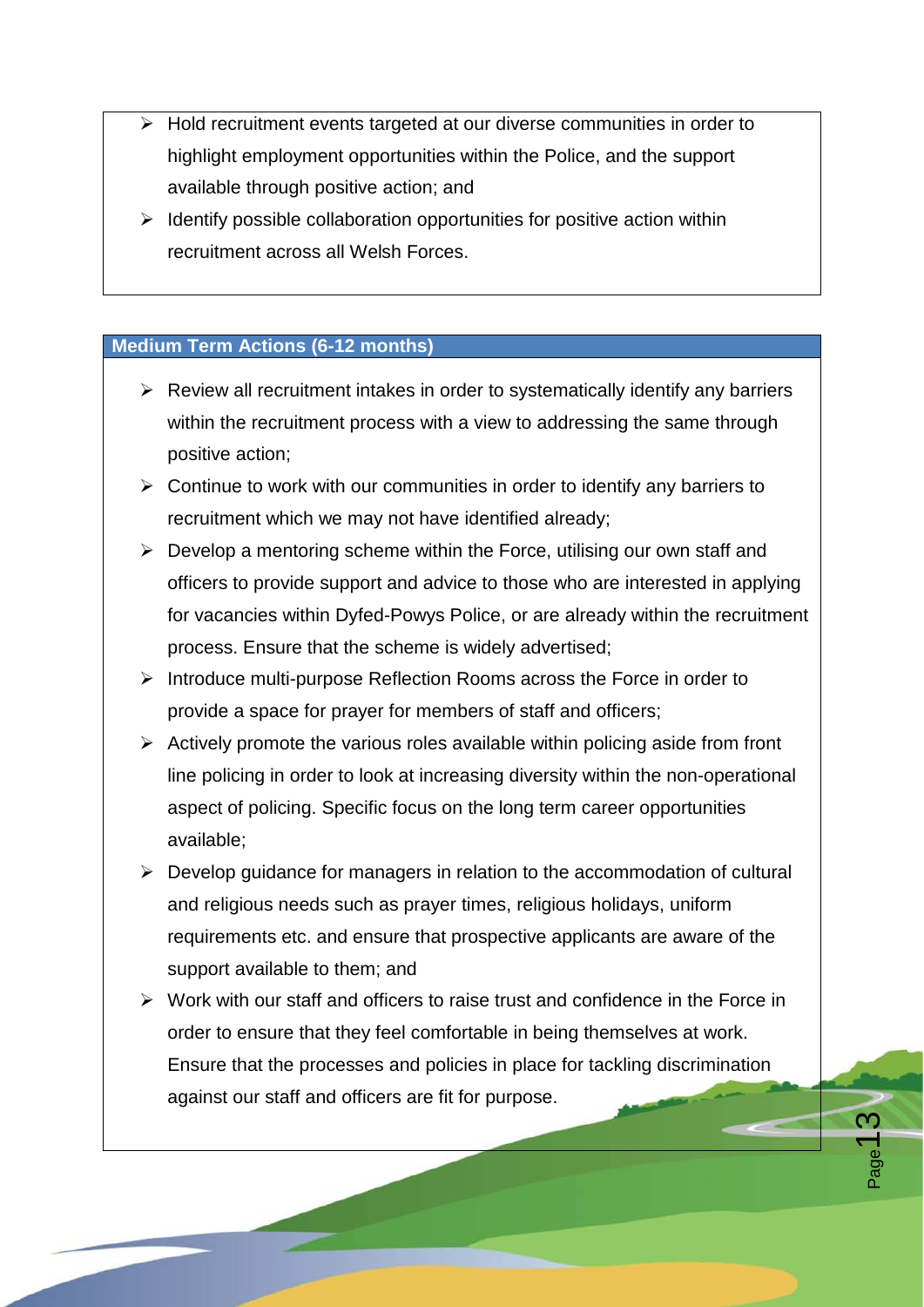- Hold recruitment events targeted at our diverse communities in order to highlight employment opportunities within the Police, and the support available through positive action; and
- Identify possible collaboration opportunities for positive action within recruitment across all Welsh Forces.

**Medium Term Actions (6-12 months)**

- Review all recruitment intakes in order to systematically identify any barriers within the recruitment process with a view to addressing the same through positive action;
- Continue to work with our communities in order to identify any barriers to recruitment which we may not have identified already;
- Develop a mentoring scheme within the Force, utilising our own staff and officers to provide support and advice to those who are interested in applying for vacancies within Dyfed-Powys Police, or are already within the recruitment process. Ensure that the scheme is widely advertised;
- Introduce multi-purpose Reflection Rooms across the Force in order to provide a space for prayer for members of staff and officers;
- Actively promote the various roles available within policing aside from front line policing in order to look at increasing diversity within the non-operational aspect of policing. Specific focus on the long term career opportunities available;
- Develop guidance for managers in relation to the accommodation of cultural and religious needs such as prayer times, religious holidays, uniform requirements etc. and ensure that prospective applicants are aware of the support available to them; and
- Work with our staff and officers to raise trust and confidence in the Force in order to ensure that they feel comfortable in being themselves at work. Ensure that the processes and policies in place for tackling discrimination against our staff and officers are fit for purpose.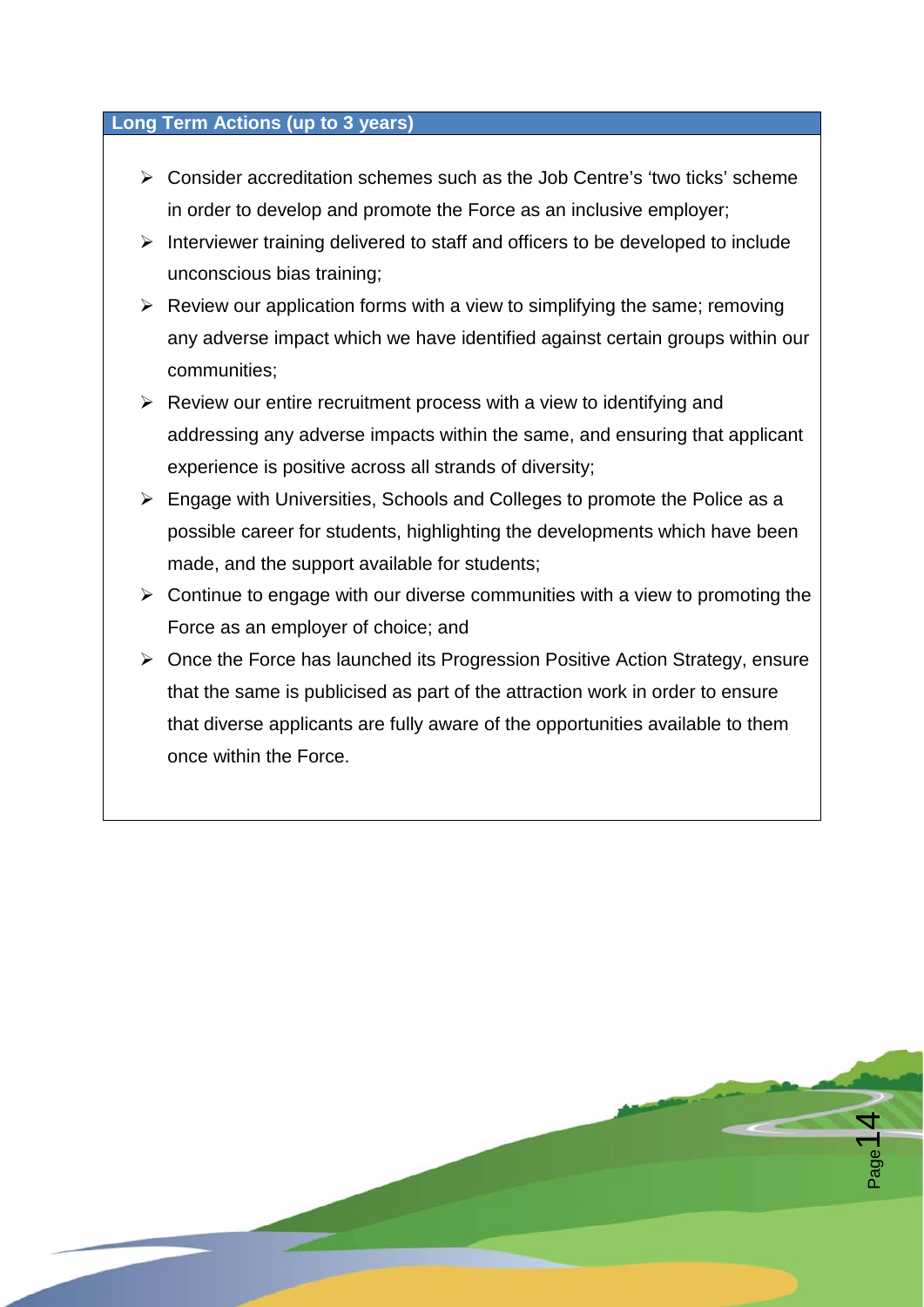## Long Term Actions (up to 3 years)

- Consider accreditation schemes such as the Job Centre's 'two ticks' scheme in order to develop and promote the Force as an inclusive employer;
- Interviewer training delivered to staff and officers to be developed to include unconscious bias training;
- Review our application forms with a view to simplifying the same; removing any adverse impact which we have identified against certain groups within our communities;
- Review our entire recruitment process with a view to identifying and addressing any adverse impacts within the same, and ensuring that applicant experience is positive across all strands of diversity;
- Engage with Universities, Schools and Colleges to promote the Police as a possible career for students, highlighting the developments which have been made, and the support available for students;
- Continue to engage with our diverse communities with a view to promoting the Force as an employer of choice; and
- Once the Force has launched its Progression Positive Action Strategy, ensure that the same is publicised as part of the attraction work in order to ensure that diverse applicants are fully aware of the opportunities available to them once within the Force.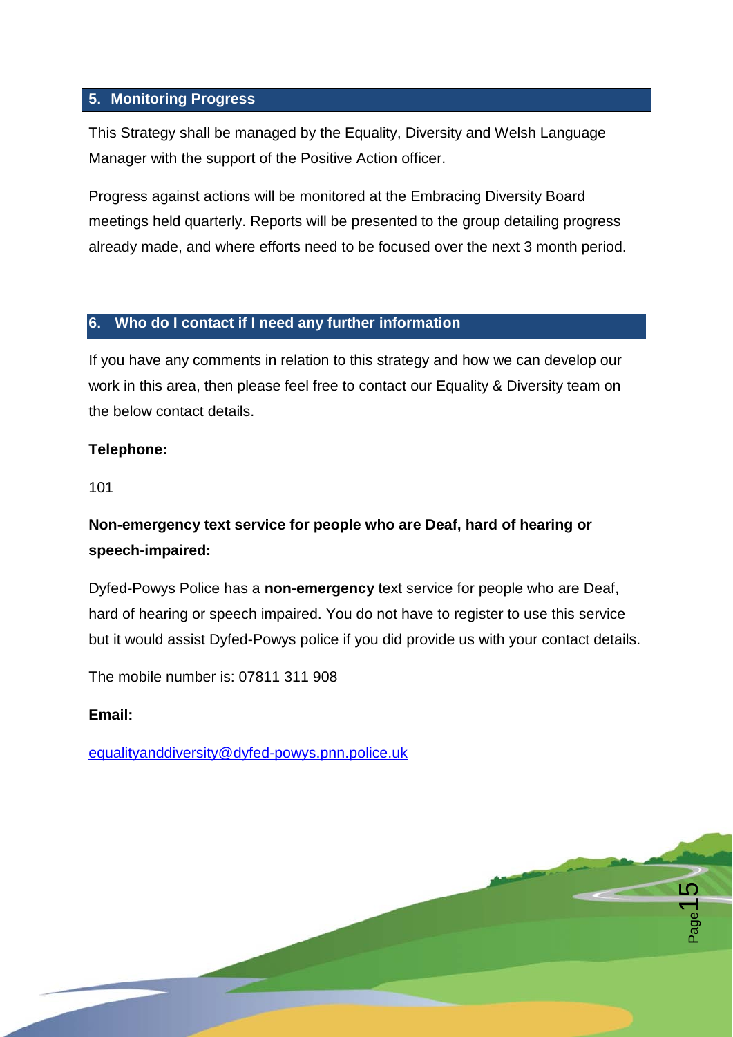## 5. Monitoring Progress

This Strategy shall be managed by the Equality, Diversity and Welsh Language Manager with the support of the Positive Action officer.

Progress against actions will be monitored at the Embracing Diversity Board meetings held quarterly. Reports will be presented to the group detailing progress already made, and where efforts need to be focused over the next 3 month period.

## 6. Who do I contact if I need any further information

If you have any comments in relation to this strategy and how we can develop our work in this area, then please feel free to contact our Equality & Diversity team on the below contact details.

**Telephone:**

101

**Non-emergency text service for people who are Deaf, hard of hearing or speech-impaired:**

Dyfed-Powys Police has a **non-emergency** text service for people who are Deaf, hard of hearing or speech impaired. You do not have to register to use this service but it would assist Dyfed-Powys police if you did provide us with your contact details.

The mobile number is: 07811 311 908

**Email:**

equalityanddiversity@dyfed-powys.pnn.police.uk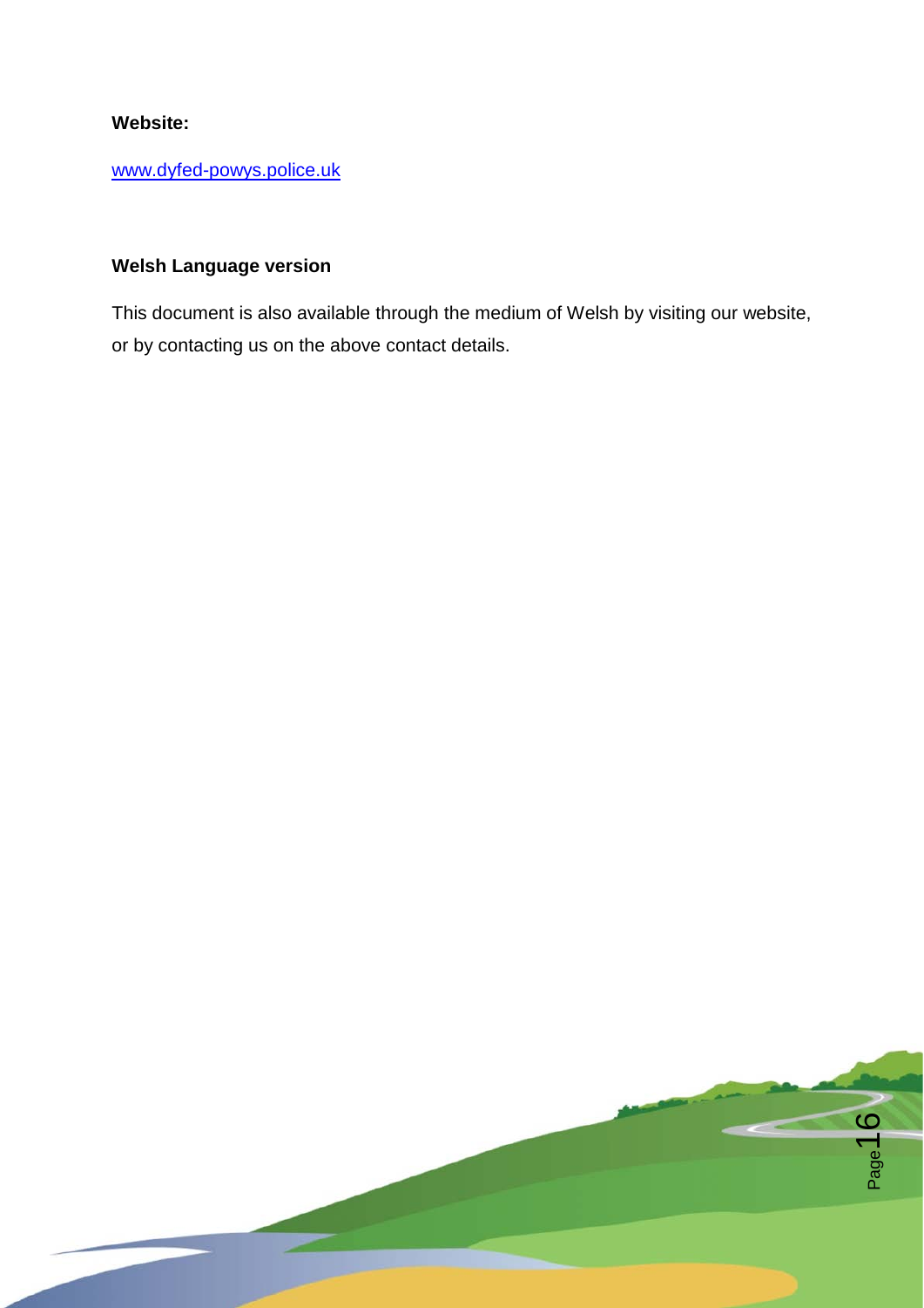**Website:**

www.dyfed-powys.police.uk

**Welsh Language version**

This document is also available through the medium of Welsh by visiting our website, or by contacting us on the above contact details.